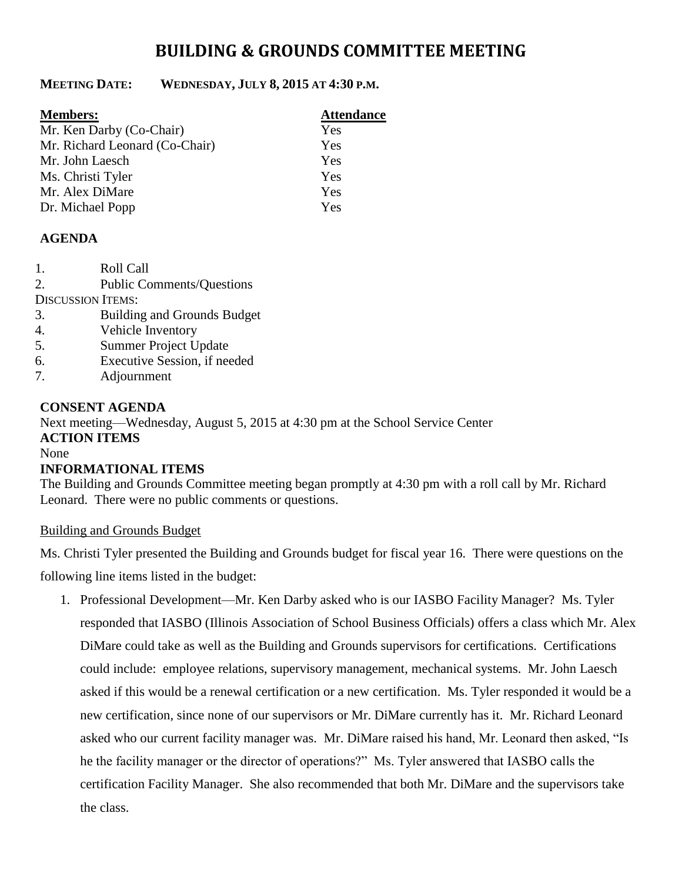# BUILDING & GROUNDS COMMITTEE MEETING

**MEETING DATE: WEDNESDAY, JULY 8, 2015 AT 4:30 P.M.**

| Members: | Attendance |
|---|---|
| Mr. Ken Darby (Co-Chair) | Yes |
| Mr. Richard Leonard (Co-Chair) | Yes |
| Mr. John Laesch | Yes |
| Ms. Christi Tyler | Yes |
| Mr. Alex DiMare | Yes |
| Dr. Michael Popp | Yes |

**AGENDA**

1. Roll Call
2. Public Comments/Questions

DISCUSSION ITEMS:

3. Building and Grounds Budget
4. Vehicle Inventory
5. Summer Project Update
6. Executive Session, if needed
7. Adjournment

**CONSENT AGENDA**

Next meeting—Wednesday, August 5, 2015 at 4:30 pm at the School Service Center

**ACTION ITEMS**

None

**INFORMATIONAL ITEMS**

The Building and Grounds Committee meeting began promptly at 4:30 pm with a roll call by Mr. Richard Leonard. There were no public comments or questions.

Building and Grounds Budget

Ms. Christi Tyler presented the Building and Grounds budget for fiscal year 16. There were questions on the following line items listed in the budget:

1. Professional Development—Mr. Ken Darby asked who is our IASBO Facility Manager? Ms. Tyler responded that IASBO (Illinois Association of School Business Officials) offers a class which Mr. Alex DiMare could take as well as the Building and Grounds supervisors for certifications. Certifications could include: employee relations, supervisory management, mechanical systems. Mr. John Laesch asked if this would be a renewal certification or a new certification. Ms. Tyler responded it would be a new certification, since none of our supervisors or Mr. DiMare currently has it. Mr. Richard Leonard asked who our current facility manager was. Mr. DiMare raised his hand, Mr. Leonard then asked, "Is he the facility manager or the director of operations?" Ms. Tyler answered that IASBO calls the certification Facility Manager. She also recommended that both Mr. DiMare and the supervisors take the class.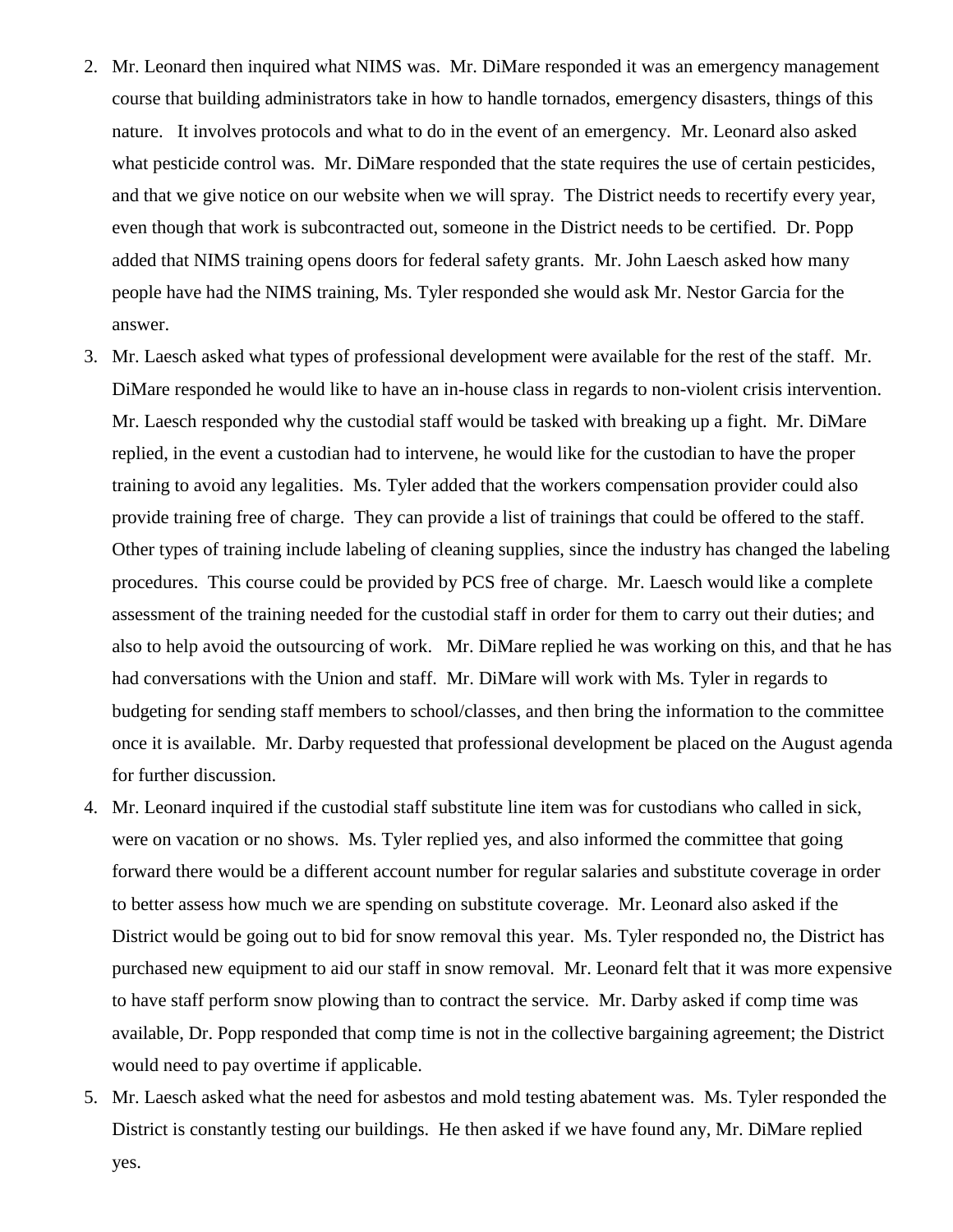2. Mr. Leonard then inquired what NIMS was. Mr. DiMare responded it was an emergency management course that building administrators take in how to handle tornados, emergency disasters, things of this nature. It involves protocols and what to do in the event of an emergency. Mr. Leonard also asked what pesticide control was. Mr. DiMare responded that the state requires the use of certain pesticides, and that we give notice on our website when we will spray. The District needs to recertify every year, even though that work is subcontracted out, someone in the District needs to be certified. Dr. Popp added that NIMS training opens doors for federal safety grants. Mr. John Laesch asked how many people have had the NIMS training, Ms. Tyler responded she would ask Mr. Nestor Garcia for the answer.
3. Mr. Laesch asked what types of professional development were available for the rest of the staff. Mr. DiMare responded he would like to have an in-house class in regards to non-violent crisis intervention. Mr. Laesch responded why the custodial staff would be tasked with breaking up a fight. Mr. DiMare replied, in the event a custodian had to intervene, he would like for the custodian to have the proper training to avoid any legalities. Ms. Tyler added that the workers compensation provider could also provide training free of charge. They can provide a list of trainings that could be offered to the staff. Other types of training include labeling of cleaning supplies, since the industry has changed the labeling procedures. This course could be provided by PCS free of charge. Mr. Laesch would like a complete assessment of the training needed for the custodial staff in order for them to carry out their duties; and also to help avoid the outsourcing of work. Mr. DiMare replied he was working on this, and that he has had conversations with the Union and staff. Mr. DiMare will work with Ms. Tyler in regards to budgeting for sending staff members to school/classes, and then bring the information to the committee once it is available. Mr. Darby requested that professional development be placed on the August agenda for further discussion.
4. Mr. Leonard inquired if the custodial staff substitute line item was for custodians who called in sick, were on vacation or no shows. Ms. Tyler replied yes, and also informed the committee that going forward there would be a different account number for regular salaries and substitute coverage in order to better assess how much we are spending on substitute coverage. Mr. Leonard also asked if the District would be going out to bid for snow removal this year. Ms. Tyler responded no, the District has purchased new equipment to aid our staff in snow removal. Mr. Leonard felt that it was more expensive to have staff perform snow plowing than to contract the service. Mr. Darby asked if comp time was available, Dr. Popp responded that comp time is not in the collective bargaining agreement; the District would need to pay overtime if applicable.
5. Mr. Laesch asked what the need for asbestos and mold testing abatement was. Ms. Tyler responded the District is constantly testing our buildings. He then asked if we have found any, Mr. DiMare replied yes.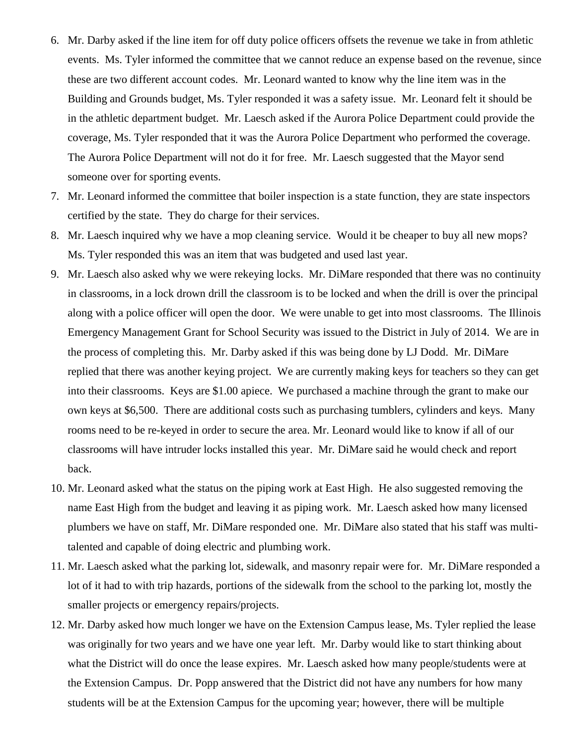6. Mr. Darby asked if the line item for off duty police officers offsets the revenue we take in from athletic events. Ms. Tyler informed the committee that we cannot reduce an expense based on the revenue, since these are two different account codes. Mr. Leonard wanted to know why the line item was in the Building and Grounds budget, Ms. Tyler responded it was a safety issue. Mr. Leonard felt it should be in the athletic department budget. Mr. Laesch asked if the Aurora Police Department could provide the coverage, Ms. Tyler responded that it was the Aurora Police Department who performed the coverage. The Aurora Police Department will not do it for free. Mr. Laesch suggested that the Mayor send someone over for sporting events.
7. Mr. Leonard informed the committee that boiler inspection is a state function, they are state inspectors certified by the state. They do charge for their services.
8. Mr. Laesch inquired why we have a mop cleaning service. Would it be cheaper to buy all new mops? Ms. Tyler responded this was an item that was budgeted and used last year.
9. Mr. Laesch also asked why we were rekeying locks. Mr. DiMare responded that there was no continuity in classrooms, in a lock drown drill the classroom is to be locked and when the drill is over the principal along with a police officer will open the door. We were unable to get into most classrooms. The Illinois Emergency Management Grant for School Security was issued to the District in July of 2014. We are in the process of completing this. Mr. Darby asked if this was being done by LJ Dodd. Mr. DiMare replied that there was another keying project. We are currently making keys for teachers so they can get into their classrooms. Keys are $1.00 apiece. We purchased a machine through the grant to make our own keys at $6,500. There are additional costs such as purchasing tumblers, cylinders and keys. Many rooms need to be re-keyed in order to secure the area. Mr. Leonard would like to know if all of our classrooms will have intruder locks installed this year. Mr. DiMare said he would check and report back.
10. Mr. Leonard asked what the status on the piping work at East High. He also suggested removing the name East High from the budget and leaving it as piping work. Mr. Laesch asked how many licensed plumbers we have on staff, Mr. DiMare responded one. Mr. DiMare also stated that his staff was multi-talented and capable of doing electric and plumbing work.
11. Mr. Laesch asked what the parking lot, sidewalk, and masonry repair were for. Mr. DiMare responded a lot of it had to with trip hazards, portions of the sidewalk from the school to the parking lot, mostly the smaller projects or emergency repairs/projects.
12. Mr. Darby asked how much longer we have on the Extension Campus lease, Ms. Tyler replied the lease was originally for two years and we have one year left. Mr. Darby would like to start thinking about what the District will do once the lease expires. Mr. Laesch asked how many people/students were at the Extension Campus. Dr. Popp answered that the District did not have any numbers for how many students will be at the Extension Campus for the upcoming year; however, there will be multiple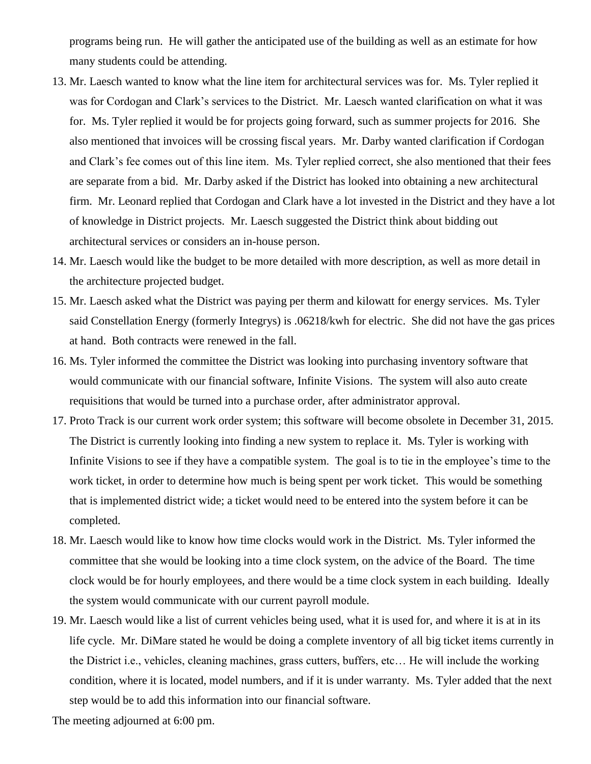programs being run. He will gather the anticipated use of the building as well as an estimate for how many students could be attending.

13. Mr. Laesch wanted to know what the line item for architectural services was for. Ms. Tyler replied it was for Cordogan and Clark's services to the District. Mr. Laesch wanted clarification on what it was for. Ms. Tyler replied it would be for projects going forward, such as summer projects for 2016. She also mentioned that invoices will be crossing fiscal years. Mr. Darby wanted clarification if Cordogan and Clark's fee comes out of this line item. Ms. Tyler replied correct, she also mentioned that their fees are separate from a bid. Mr. Darby asked if the District has looked into obtaining a new architectural firm. Mr. Leonard replied that Cordogan and Clark have a lot invested in the District and they have a lot of knowledge in District projects. Mr. Laesch suggested the District think about bidding out architectural services or considers an in-house person.
14. Mr. Laesch would like the budget to be more detailed with more description, as well as more detail in the architecture projected budget.
15. Mr. Laesch asked what the District was paying per therm and kilowatt for energy services. Ms. Tyler said Constellation Energy (formerly Integrys) is .06218/kwh for electric. She did not have the gas prices at hand. Both contracts were renewed in the fall.
16. Ms. Tyler informed the committee the District was looking into purchasing inventory software that would communicate with our financial software, Infinite Visions. The system will also auto create requisitions that would be turned into a purchase order, after administrator approval.
17. Proto Track is our current work order system; this software will become obsolete in December 31, 2015. The District is currently looking into finding a new system to replace it. Ms. Tyler is working with Infinite Visions to see if they have a compatible system. The goal is to tie in the employee's time to the work ticket, in order to determine how much is being spent per work ticket. This would be something that is implemented district wide; a ticket would need to be entered into the system before it can be completed.
18. Mr. Laesch would like to know how time clocks would work in the District. Ms. Tyler informed the committee that she would be looking into a time clock system, on the advice of the Board. The time clock would be for hourly employees, and there would be a time clock system in each building. Ideally the system would communicate with our current payroll module.
19. Mr. Laesch would like a list of current vehicles being used, what it is used for, and where it is at in its life cycle. Mr. DiMare stated he would be doing a complete inventory of all big ticket items currently in the District i.e., vehicles, cleaning machines, grass cutters, buffers, etc… He will include the working condition, where it is located, model numbers, and if it is under warranty. Ms. Tyler added that the next step would be to add this information into our financial software.

The meeting adjourned at 6:00 pm.